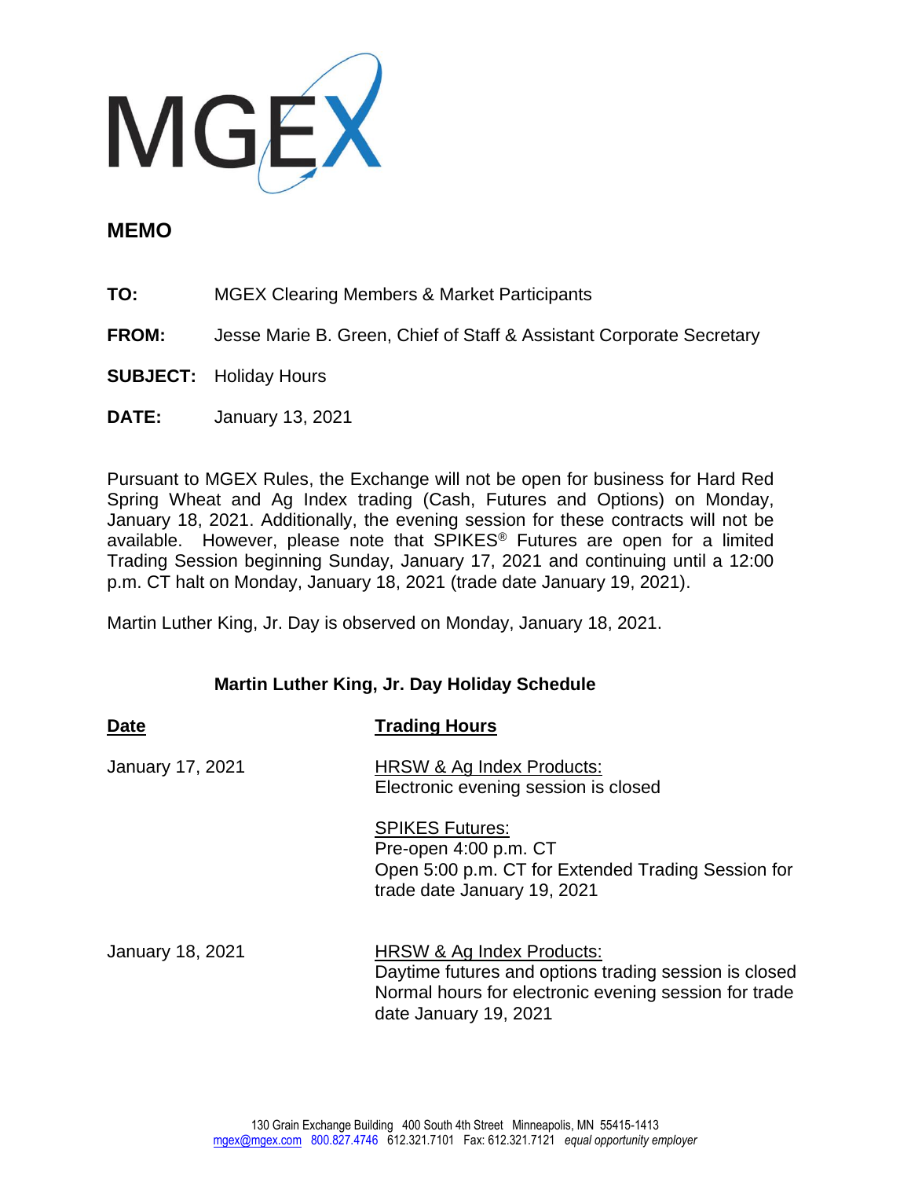MGEX

# MEMO

**TO:** MGEX Clearing Members & Market Participants

**FROM:** Jesse Marie B. Green, Chief of Staff & Assistant Corporate Secretary

**SUBJECT:** Holiday Hours

**DATE:** January 13, 2021

Pursuant to MGEX Rules, the Exchange will not be open for business for Hard Red Spring Wheat and Ag Index trading (Cash, Futures and Options) on Monday, January 18, 2021. Additionally, the evening session for these contracts will not be available. However, please note that SPIKES® Futures are open for a limited Trading Session beginning Sunday, January 17, 2021 and continuing until a 12:00 p.m. CT halt on Monday, January 18, 2021 (trade date January 19, 2021).

Martin Luther King, Jr. Day is observed on Monday, January 18, 2021.

**Martin Luther King, Jr. Day Holiday Schedule**

| Date | Trading Hours |
|---|---|
| January 17, 2021 | HRSW & Ag Index Products:<br>Electronic evening session is closed<br><br>SPIKES Futures:<br>Pre-open 4:00 p.m. CT<br>Open 5:00 p.m. CT for Extended Trading Session for trade date January 19, 2021 |
| January 18, 2021 | HRSW & Ag Index Products:<br>Daytime futures and options trading session is closed<br>Normal hours for electronic evening session for trade date January 19, 2021 |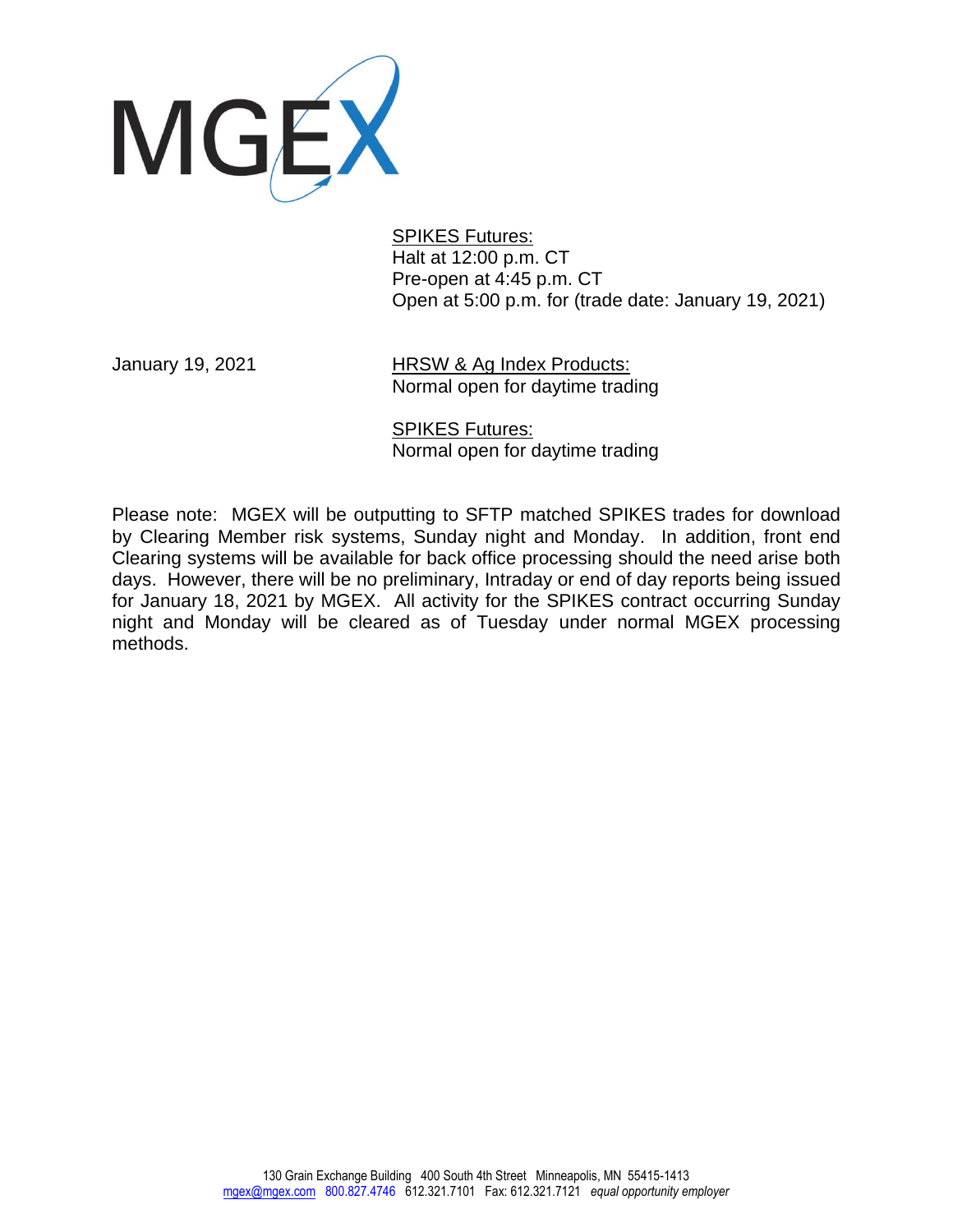MGEX

SPIKES Futures:
Halt at 12:00 p.m. CT
Pre-open at 4:45 p.m. CT
Open at 5:00 p.m. for (trade date: January 19, 2021)

January 19, 2021

HRSW & Ag Index Products:
Normal open for daytime trading

SPIKES Futures:
Normal open for daytime trading

Please note: MGEX will be outputting to SFTP matched SPIKES trades for download by Clearing Member risk systems, Sunday night and Monday. In addition, front end Clearing systems will be available for back office processing should the need arise both days. However, there will be no preliminary, Intraday or end of day reports being issued for January 18, 2021 by MGEX. All activity for the SPIKES contract occurring Sunday night and Monday will be cleared as of Tuesday under normal MGEX processing methods.

130 Grain Exchange Building 400 South 4th Street Minneapolis, MN 55415-1413
mgex@mgex.com 800.827.4746 612.321.7101 Fax: 612.321.7121 *equal opportunity employer*